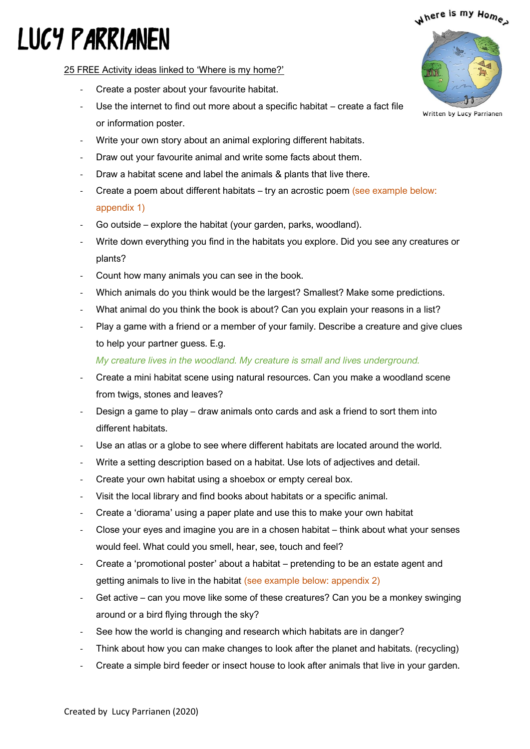# LUCY PARRIANEN

Where is my Home?

Written by Lucy Parrianen

25 FREE Activity ideas linked to 'Where is my home?'

- Create a poster about your favourite habitat.
- Use the internet to find out more about a specific habitat – create a fact file or information poster.
- Write your own story about an animal exploring different habitats.
- Draw out your favourite animal and write some facts about them.
- Draw a habitat scene and label the animals & plants that live there.
- Create a poem about different habitats – try an acrostic poem (see example below: appendix 1)
- Go outside – explore the habitat (your garden, parks, woodland).
- Write down everything you find in the habitats you explore. Did you see any creatures or plants?
- Count how many animals you can see in the book.
- Which animals do you think would be the largest? Smallest? Make some predictions.
- What animal do you think the book is about? Can you explain your reasons in a list?
- Play a game with a friend or a member of your family. Describe a creature and give clues to help your partner guess. E.g.

  *My creature lives in the woodland. My creature is small and lives underground.*
- Create a mini habitat scene using natural resources. Can you make a woodland scene from twigs, stones and leaves?
- Design a game to play – draw animals onto cards and ask a friend to sort them into different habitats.
- Use an atlas or a globe to see where different habitats are located around the world.
- Write a setting description based on a habitat. Use lots of adjectives and detail.
- Create your own habitat using a shoebox or empty cereal box.
- Visit the local library and find books about habitats or a specific animal.
- Create a 'diorama' using a paper plate and use this to make your own habitat
- Close your eyes and imagine you are in a chosen habitat – think about what your senses would feel. What could you smell, hear, see, touch and feel?
- Create a 'promotional poster' about a habitat – pretending to be an estate agent and getting animals to live in the habitat (see example below: appendix 2)
- Get active – can you move like some of these creatures? Can you be a monkey swinging around or a bird flying through the sky?
- See how the world is changing and research which habitats are in danger?
- Think about how you can make changes to look after the planet and habitats. (recycling)
- Create a simple bird feeder or insect house to look after animals that live in your garden.

Created by Lucy Parrianen (2020)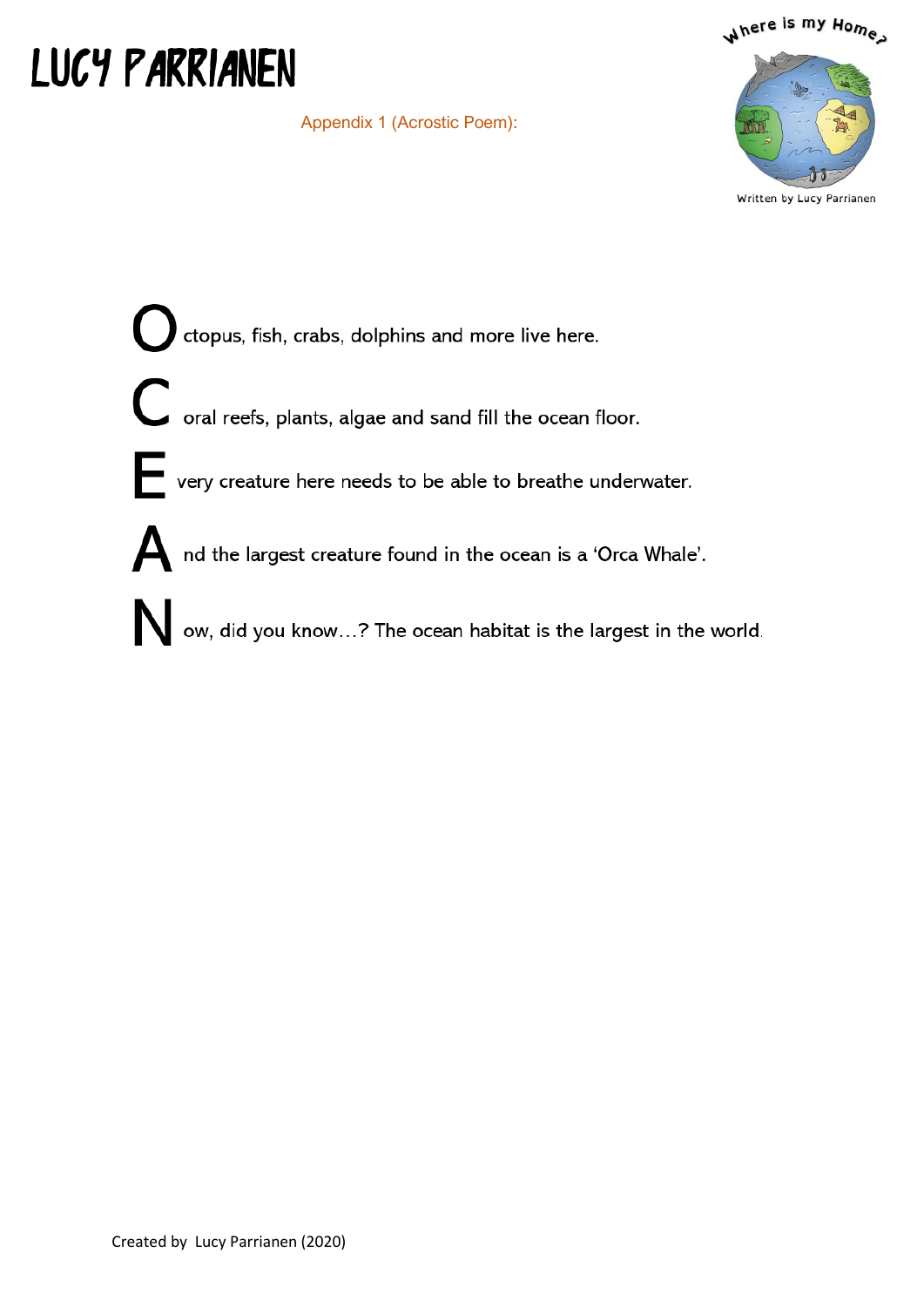# Lucy Parrianen

Appendix 1 (Acrostic Poem):

Where is my Home?

Written by Lucy Parrianen

**O** ctopus, fish, crabs, dolphins and more live here.

**C** oral reefs, plants, algae and sand fill the ocean floor.

**E** very creature here needs to be able to breathe underwater.

**A** nd the largest creature found in the ocean is a 'Orca Whale'.

**N** ow, did you know…? The ocean habitat is the largest in the world.

Created by Lucy Parrianen (2020)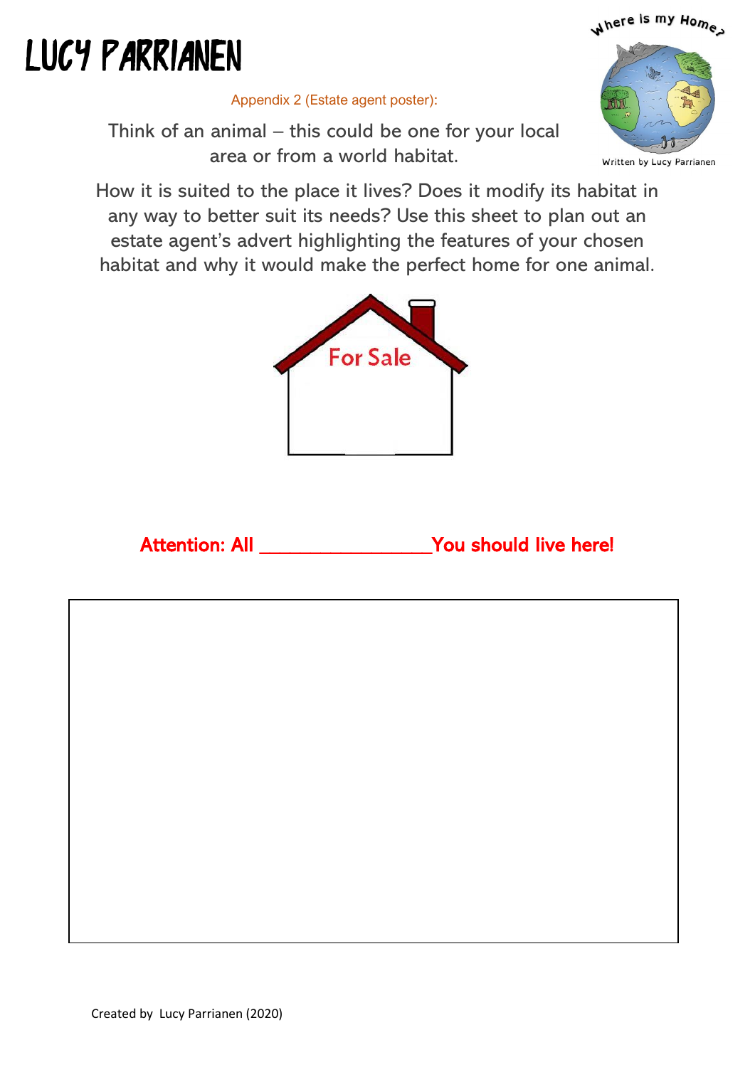# Lucy Parrianen

Appendix 2 (Estate agent poster):

Think of an animal – this could be one for your local area or from a world habitat.

How it is suited to the place it lives? Does it modify its habitat in any way to better suit its needs? Use this sheet to plan out an estate agent's advert highlighting the features of your chosen habitat and why it would make the perfect home for one animal.

For Sale

**Attention: All ________________ You should live here!**

Created by Lucy Parrianen (2020)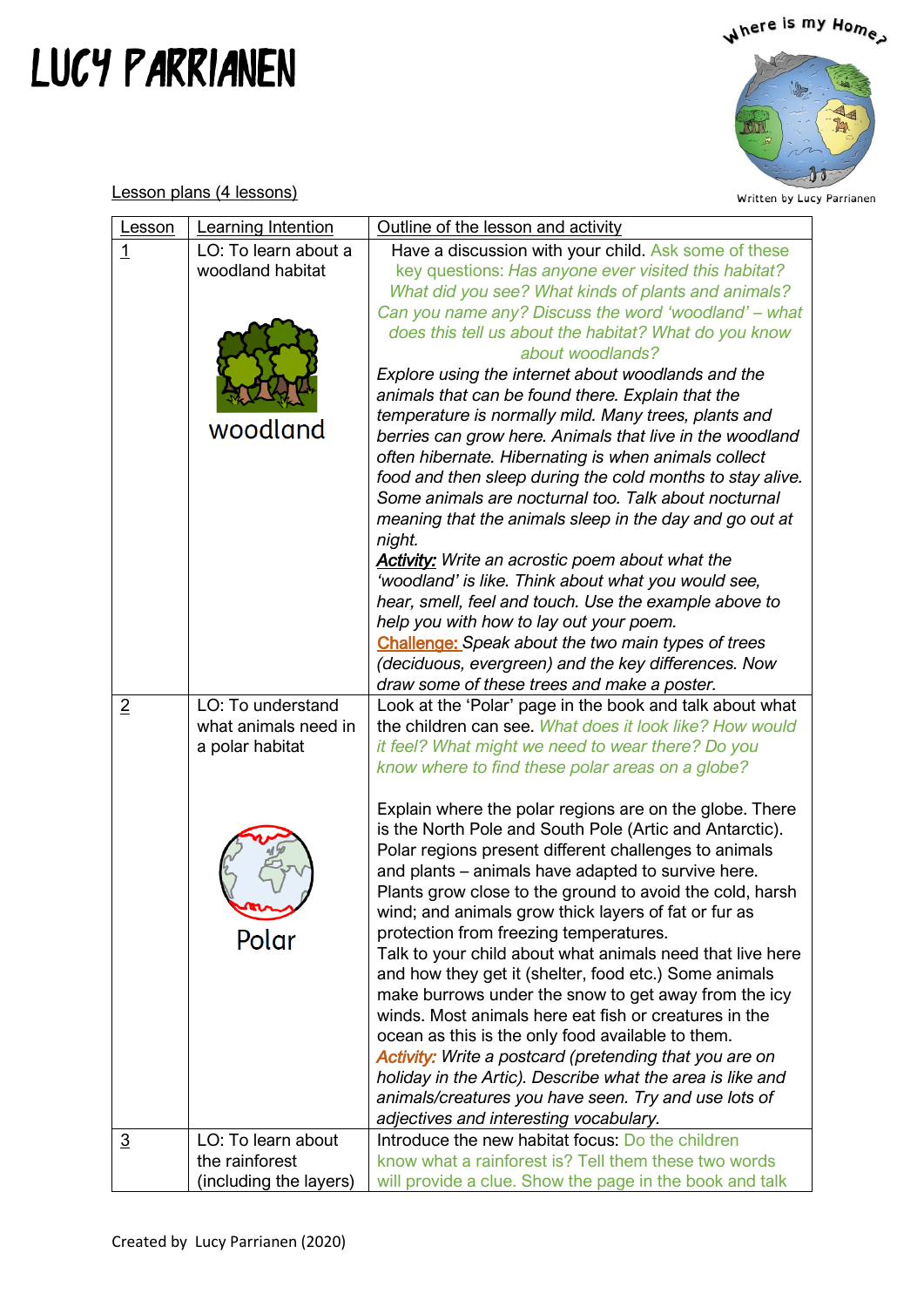# LUCY PARRIANEN

Lesson plans (4 lessons)

| Lesson | Learning Intention | Outline of the lesson and activity |
|---|---|---|
| 1 | LO: To learn about a woodland habitat<br><br>woodland | Have a discussion with your child. Ask some of these key questions: *Has anyone ever visited this habitat? What did you see? What kinds of plants and animals? Can you name any? Discuss the word 'woodland' – what does this tell us about the habitat? What do you know about woodlands?*<br>*Explore using the internet about woodlands and the animals that can be found there. Explain that the temperature is normally mild. Many trees, plants and berries can grow here. Animals that live in the woodland often hibernate. Hibernating is when animals collect food and then sleep during the cold months to stay alive. Some animals are nocturnal too. Talk about nocturnal meaning that the animals sleep in the day and go out at night.*<br>***Activity:*** *Write an acrostic poem about what the 'woodland' is like. Think about what you would see, hear, smell, feel and touch. Use the example above to help you with how to lay out your poem.*<br>**Challenge:** *Speak about the two main types of trees (deciduous, evergreen) and the key differences. Now draw some of these trees and make a poster.* |
| 2 | LO: To understand what animals need in a polar habitat<br><br>Polar | Look at the 'Polar' page in the book and talk about what the children can see. *What does it look like? How would it feel? What might we need to wear there? Do you know where to find these polar areas on a globe?*<br><br>Explain where the polar regions are on the globe. There is the North Pole and South Pole (Artic and Antarctic). Polar regions present different challenges to animals and plants – animals have adapted to survive here. Plants grow close to the ground to avoid the cold, harsh wind; and animals grow thick layers of fat or fur as protection from freezing temperatures.<br>Talk to your child about what animals need that live here and how they get it (shelter, food etc.) Some animals make burrows under the snow to get away from the icy winds. Most animals here eat fish or creatures in the ocean as this is the only food available to them.<br>***Activity:*** *Write a postcard (pretending that you are on holiday in the Artic). Describe what the area is like and animals/creatures you have seen. Try and use lots of adjectives and interesting vocabulary.* |
| 3 | LO: To learn about the rainforest (including the layers) | Introduce the new habitat focus: Do the children know what a rainforest is? Tell them these two words will provide a clue. Show the page in the book and talk |

Created by Lucy Parrianen (2020)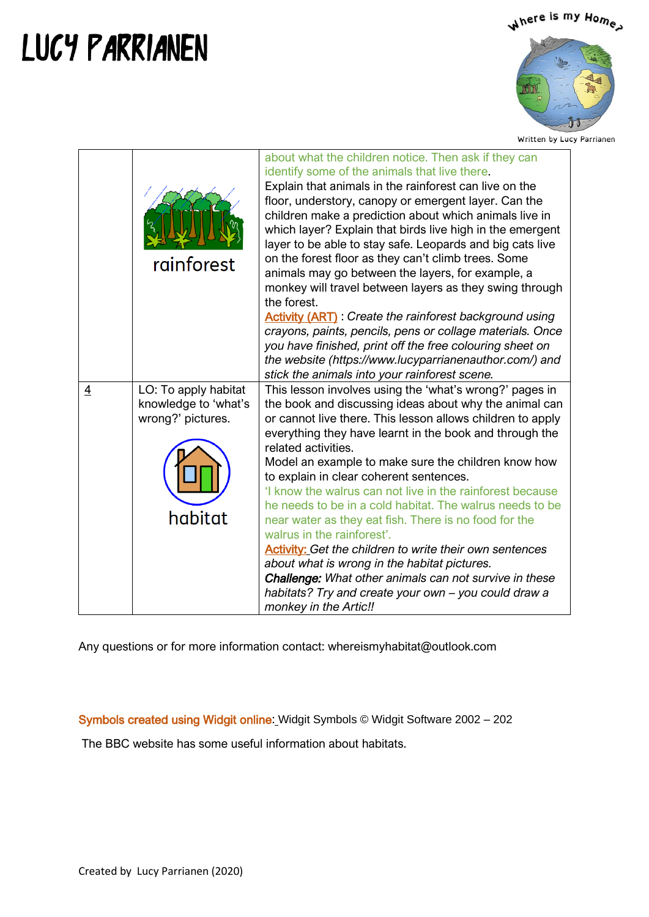# LUCY PARRIANEN

| | | |
|---|---|---|
| | rainforest | about what the children notice. Then ask if they can identify some of the animals that live there. Explain that animals in the rainforest can live on the floor, understory, canopy or emergent layer. Can the children make a prediction about which animals live in which layer? Explain that birds live high in the emergent layer to be able to stay safe. Leopards and big cats live on the forest floor as they can't climb trees. Some animals may go between the layers, for example, a monkey will travel between layers as they swing through the forest. Activity (ART) : *Create the rainforest background using crayons, paints, pencils, pens or collage materials. Once you have finished, print off the free colouring sheet on the website (https://www.lucyparrianenauthor.com/) and stick the animals into your rainforest scene.* |
| 4 | LO: To apply habitat knowledge to 'what's wrong?' pictures. habitat | This lesson involves using the 'what's wrong?' pages in the book and discussing ideas about why the animal can or cannot live there. This lesson allows children to apply everything they have learnt in the book and through the related activities. Model an example to make sure the children know how to explain in clear coherent sentences. 'I know the walrus can not live in the rainforest because he needs to be in a cold habitat. The walrus needs to be near water as they eat fish. There is no food for the walrus in the rainforest'. Activity: *Get the children to write their own sentences about what is wrong in the habitat pictures.* ***Challenge:*** *What other animals can not survive in these habitats? Try and create your own – you could draw a monkey in the Artic!!* |

Any questions or for more information contact: whereismyhabitat@outlook.com

Symbols created using Widgit online: Widgit Symbols © Widgit Software 2002 – 202

The BBC website has some useful information about habitats.

Created by Lucy Parrianen (2020)